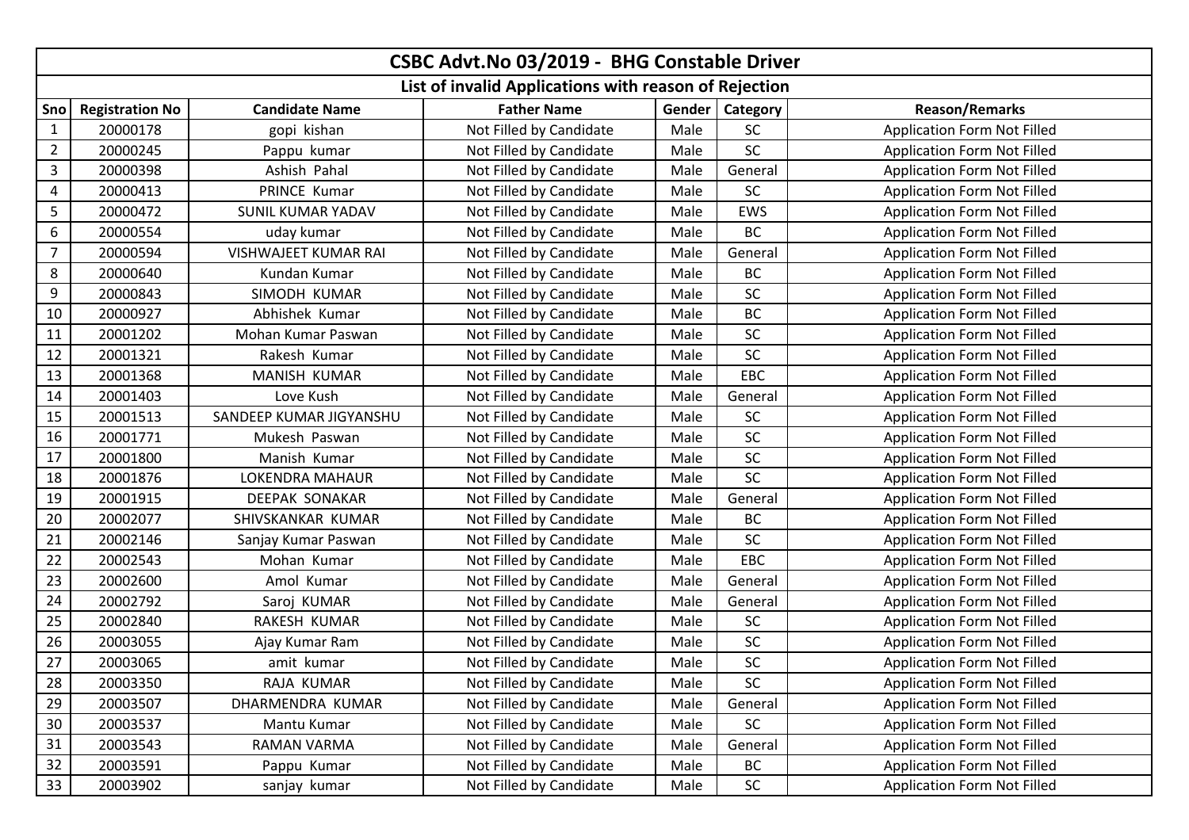# CSBC Advt.No 03/2019 - BHG Constable Driver

## List of invalid Applications with reason of Rejection

| Sno | Registration No | Candidate Name | Father Name | Gender | Category | Reason/Remarks |
|---|---|---|---|---|---|---|
| 1 | 20000178 | gopi kishan | Not Filled by Candidate | Male | SC | Application Form Not Filled |
| 2 | 20000245 | Pappu kumar | Not Filled by Candidate | Male | SC | Application Form Not Filled |
| 3 | 20000398 | Ashish Pahal | Not Filled by Candidate | Male | General | Application Form Not Filled |
| 4 | 20000413 | PRINCE Kumar | Not Filled by Candidate | Male | SC | Application Form Not Filled |
| 5 | 20000472 | SUNIL KUMAR YADAV | Not Filled by Candidate | Male | EWS | Application Form Not Filled |
| 6 | 20000554 | uday kumar | Not Filled by Candidate | Male | BC | Application Form Not Filled |
| 7 | 20000594 | VISHWAJEET KUMAR RAI | Not Filled by Candidate | Male | General | Application Form Not Filled |
| 8 | 20000640 | Kundan Kumar | Not Filled by Candidate | Male | BC | Application Form Not Filled |
| 9 | 20000843 | SIMODH KUMAR | Not Filled by Candidate | Male | SC | Application Form Not Filled |
| 10 | 20000927 | Abhishek Kumar | Not Filled by Candidate | Male | BC | Application Form Not Filled |
| 11 | 20001202 | Mohan Kumar Paswan | Not Filled by Candidate | Male | SC | Application Form Not Filled |
| 12 | 20001321 | Rakesh Kumar | Not Filled by Candidate | Male | SC | Application Form Not Filled |
| 13 | 20001368 | MANISH KUMAR | Not Filled by Candidate | Male | EBC | Application Form Not Filled |
| 14 | 20001403 | Love Kush | Not Filled by Candidate | Male | General | Application Form Not Filled |
| 15 | 20001513 | SANDEEP KUMAR JIGYANSHU | Not Filled by Candidate | Male | SC | Application Form Not Filled |
| 16 | 20001771 | Mukesh Paswan | Not Filled by Candidate | Male | SC | Application Form Not Filled |
| 17 | 20001800 | Manish Kumar | Not Filled by Candidate | Male | SC | Application Form Not Filled |
| 18 | 20001876 | LOKENDRA MAHAUR | Not Filled by Candidate | Male | SC | Application Form Not Filled |
| 19 | 20001915 | DEEPAK SONAKAR | Not Filled by Candidate | Male | General | Application Form Not Filled |
| 20 | 20002077 | SHIVSKANKAR KUMAR | Not Filled by Candidate | Male | BC | Application Form Not Filled |
| 21 | 20002146 | Sanjay Kumar Paswan | Not Filled by Candidate | Male | SC | Application Form Not Filled |
| 22 | 20002543 | Mohan Kumar | Not Filled by Candidate | Male | EBC | Application Form Not Filled |
| 23 | 20002600 | Amol Kumar | Not Filled by Candidate | Male | General | Application Form Not Filled |
| 24 | 20002792 | Saroj KUMAR | Not Filled by Candidate | Male | General | Application Form Not Filled |
| 25 | 20002840 | RAKESH KUMAR | Not Filled by Candidate | Male | SC | Application Form Not Filled |
| 26 | 20003055 | Ajay Kumar Ram | Not Filled by Candidate | Male | SC | Application Form Not Filled |
| 27 | 20003065 | amit kumar | Not Filled by Candidate | Male | SC | Application Form Not Filled |
| 28 | 20003350 | RAJA KUMAR | Not Filled by Candidate | Male | SC | Application Form Not Filled |
| 29 | 20003507 | DHARMENDRA KUMAR | Not Filled by Candidate | Male | General | Application Form Not Filled |
| 30 | 20003537 | Mantu Kumar | Not Filled by Candidate | Male | SC | Application Form Not Filled |
| 31 | 20003543 | RAMAN VARMA | Not Filled by Candidate | Male | General | Application Form Not Filled |
| 32 | 20003591 | Pappu Kumar | Not Filled by Candidate | Male | BC | Application Form Not Filled |
| 33 | 20003902 | sanjay kumar | Not Filled by Candidate | Male | SC | Application Form Not Filled |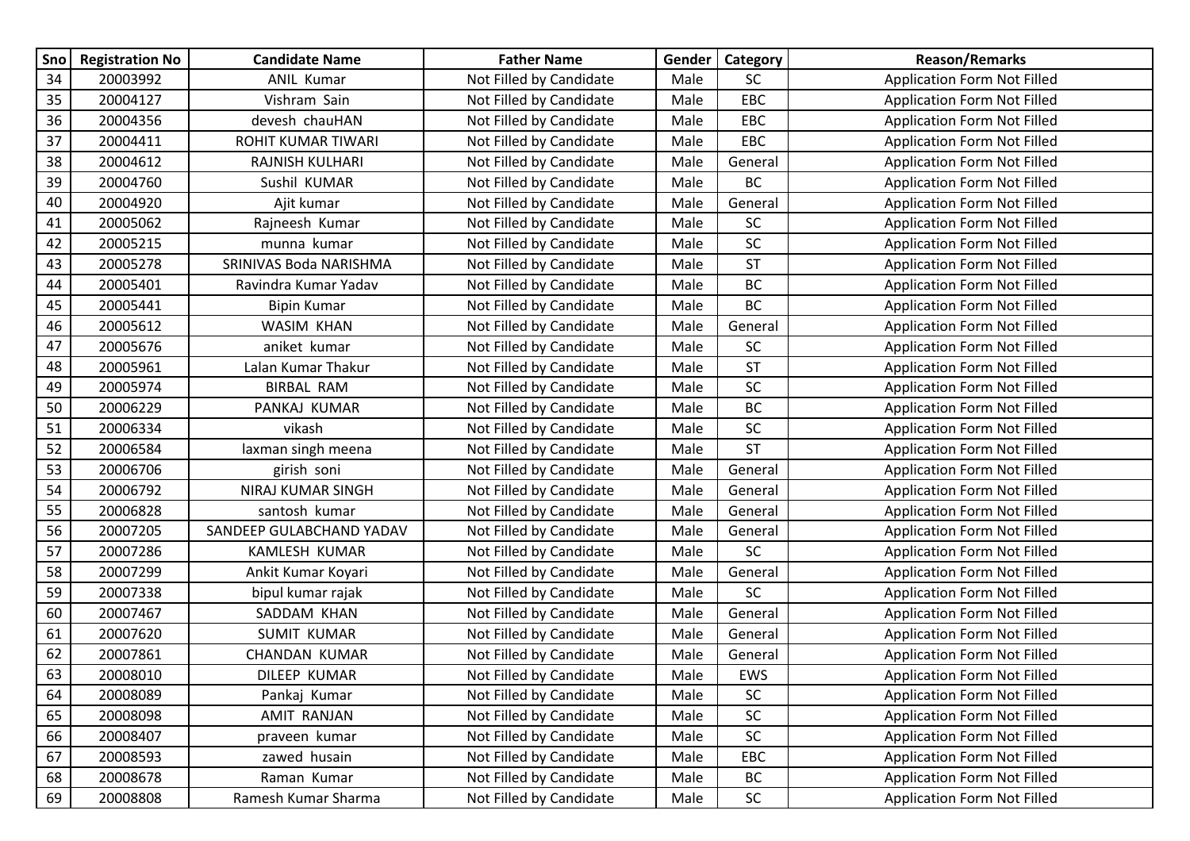| Sno | Registration No | Candidate Name | Father Name | Gender | Category | Reason/Remarks |
|---|---|---|---|---|---|---|
| 34 | 20003992 | ANIL Kumar | Not Filled by Candidate | Male | SC | Application Form Not Filled |
| 35 | 20004127 | Vishram Sain | Not Filled by Candidate | Male | EBC | Application Form Not Filled |
| 36 | 20004356 | devesh chauHAN | Not Filled by Candidate | Male | EBC | Application Form Not Filled |
| 37 | 20004411 | ROHIT KUMAR TIWARI | Not Filled by Candidate | Male | EBC | Application Form Not Filled |
| 38 | 20004612 | RAJNISH KULHARI | Not Filled by Candidate | Male | General | Application Form Not Filled |
| 39 | 20004760 | Sushil KUMAR | Not Filled by Candidate | Male | BC | Application Form Not Filled |
| 40 | 20004920 | Ajit kumar | Not Filled by Candidate | Male | General | Application Form Not Filled |
| 41 | 20005062 | Rajneesh Kumar | Not Filled by Candidate | Male | SC | Application Form Not Filled |
| 42 | 20005215 | munna kumar | Not Filled by Candidate | Male | SC | Application Form Not Filled |
| 43 | 20005278 | SRINIVAS Boda NARISHMA | Not Filled by Candidate | Male | ST | Application Form Not Filled |
| 44 | 20005401 | Ravindra Kumar Yadav | Not Filled by Candidate | Male | BC | Application Form Not Filled |
| 45 | 20005441 | Bipin Kumar | Not Filled by Candidate | Male | BC | Application Form Not Filled |
| 46 | 20005612 | WASIM KHAN | Not Filled by Candidate | Male | General | Application Form Not Filled |
| 47 | 20005676 | aniket kumar | Not Filled by Candidate | Male | SC | Application Form Not Filled |
| 48 | 20005961 | Lalan Kumar Thakur | Not Filled by Candidate | Male | ST | Application Form Not Filled |
| 49 | 20005974 | BIRBAL RAM | Not Filled by Candidate | Male | SC | Application Form Not Filled |
| 50 | 20006229 | PANKAJ KUMAR | Not Filled by Candidate | Male | BC | Application Form Not Filled |
| 51 | 20006334 | vikash | Not Filled by Candidate | Male | SC | Application Form Not Filled |
| 52 | 20006584 | laxman singh meena | Not Filled by Candidate | Male | ST | Application Form Not Filled |
| 53 | 20006706 | girish soni | Not Filled by Candidate | Male | General | Application Form Not Filled |
| 54 | 20006792 | NIRAJ KUMAR SINGH | Not Filled by Candidate | Male | General | Application Form Not Filled |
| 55 | 20006828 | santosh kumar | Not Filled by Candidate | Male | General | Application Form Not Filled |
| 56 | 20007205 | SANDEEP GULABCHAND YADAV | Not Filled by Candidate | Male | General | Application Form Not Filled |
| 57 | 20007286 | KAMLESH KUMAR | Not Filled by Candidate | Male | SC | Application Form Not Filled |
| 58 | 20007299 | Ankit Kumar Koyari | Not Filled by Candidate | Male | General | Application Form Not Filled |
| 59 | 20007338 | bipul kumar rajak | Not Filled by Candidate | Male | SC | Application Form Not Filled |
| 60 | 20007467 | SADDAM KHAN | Not Filled by Candidate | Male | General | Application Form Not Filled |
| 61 | 20007620 | SUMIT KUMAR | Not Filled by Candidate | Male | General | Application Form Not Filled |
| 62 | 20007861 | CHANDAN KUMAR | Not Filled by Candidate | Male | General | Application Form Not Filled |
| 63 | 20008010 | DILEEP KUMAR | Not Filled by Candidate | Male | EWS | Application Form Not Filled |
| 64 | 20008089 | Pankaj Kumar | Not Filled by Candidate | Male | SC | Application Form Not Filled |
| 65 | 20008098 | AMIT RANJAN | Not Filled by Candidate | Male | SC | Application Form Not Filled |
| 66 | 20008407 | praveen kumar | Not Filled by Candidate | Male | SC | Application Form Not Filled |
| 67 | 20008593 | zawed husain | Not Filled by Candidate | Male | EBC | Application Form Not Filled |
| 68 | 20008678 | Raman Kumar | Not Filled by Candidate | Male | BC | Application Form Not Filled |
| 69 | 20008808 | Ramesh Kumar Sharma | Not Filled by Candidate | Male | SC | Application Form Not Filled |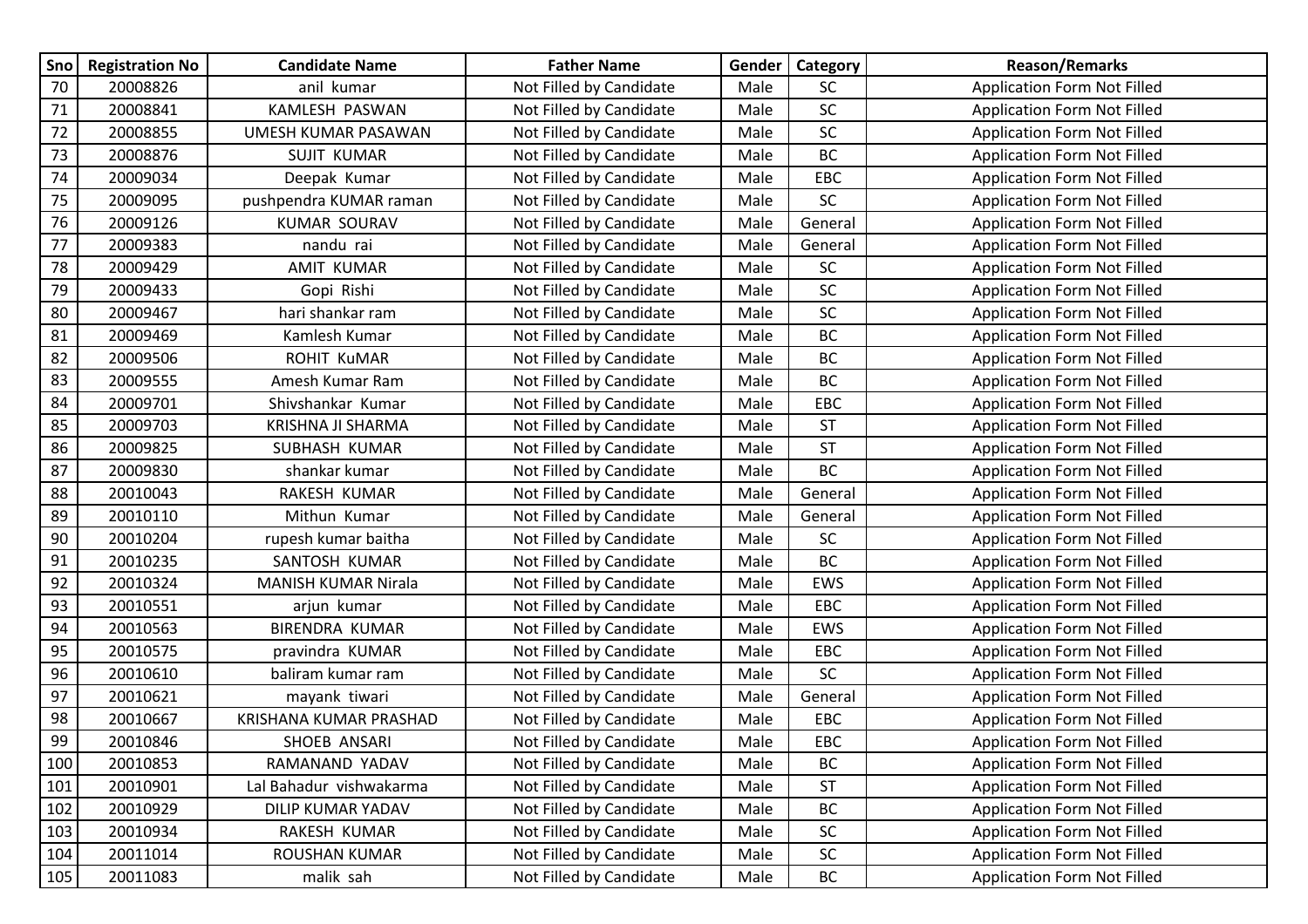| Sno | Registration No | Candidate Name | Father Name | Gender | Category | Reason/Remarks |
|---|---|---|---|---|---|---|
| 70 | 20008826 | anil kumar | Not Filled by Candidate | Male | SC | Application Form Not Filled |
| 71 | 20008841 | KAMLESH PASWAN | Not Filled by Candidate | Male | SC | Application Form Not Filled |
| 72 | 20008855 | UMESH KUMAR PASAWAN | Not Filled by Candidate | Male | SC | Application Form Not Filled |
| 73 | 20008876 | SUJIT KUMAR | Not Filled by Candidate | Male | BC | Application Form Not Filled |
| 74 | 20009034 | Deepak Kumar | Not Filled by Candidate | Male | EBC | Application Form Not Filled |
| 75 | 20009095 | pushpendra KUMAR raman | Not Filled by Candidate | Male | SC | Application Form Not Filled |
| 76 | 20009126 | KUMAR SOURAV | Not Filled by Candidate | Male | General | Application Form Not Filled |
| 77 | 20009383 | nandu rai | Not Filled by Candidate | Male | General | Application Form Not Filled |
| 78 | 20009429 | AMIT KUMAR | Not Filled by Candidate | Male | SC | Application Form Not Filled |
| 79 | 20009433 | Gopi Rishi | Not Filled by Candidate | Male | SC | Application Form Not Filled |
| 80 | 20009467 | hari shankar ram | Not Filled by Candidate | Male | SC | Application Form Not Filled |
| 81 | 20009469 | Kamlesh Kumar | Not Filled by Candidate | Male | BC | Application Form Not Filled |
| 82 | 20009506 | ROHIT KuMAR | Not Filled by Candidate | Male | BC | Application Form Not Filled |
| 83 | 20009555 | Amesh Kumar Ram | Not Filled by Candidate | Male | BC | Application Form Not Filled |
| 84 | 20009701 | Shivshankar Kumar | Not Filled by Candidate | Male | EBC | Application Form Not Filled |
| 85 | 20009703 | KRISHNA JI SHARMA | Not Filled by Candidate | Male | ST | Application Form Not Filled |
| 86 | 20009825 | SUBHASH KUMAR | Not Filled by Candidate | Male | ST | Application Form Not Filled |
| 87 | 20009830 | shankar kumar | Not Filled by Candidate | Male | BC | Application Form Not Filled |
| 88 | 20010043 | RAKESH KUMAR | Not Filled by Candidate | Male | General | Application Form Not Filled |
| 89 | 20010110 | Mithun Kumar | Not Filled by Candidate | Male | General | Application Form Not Filled |
| 90 | 20010204 | rupesh kumar baitha | Not Filled by Candidate | Male | SC | Application Form Not Filled |
| 91 | 20010235 | SANTOSH KUMAR | Not Filled by Candidate | Male | BC | Application Form Not Filled |
| 92 | 20010324 | MANISH KUMAR Nirala | Not Filled by Candidate | Male | EWS | Application Form Not Filled |
| 93 | 20010551 | arjun kumar | Not Filled by Candidate | Male | EBC | Application Form Not Filled |
| 94 | 20010563 | BIRENDRA KUMAR | Not Filled by Candidate | Male | EWS | Application Form Not Filled |
| 95 | 20010575 | pravindra KUMAR | Not Filled by Candidate | Male | EBC | Application Form Not Filled |
| 96 | 20010610 | baliram kumar ram | Not Filled by Candidate | Male | SC | Application Form Not Filled |
| 97 | 20010621 | mayank tiwari | Not Filled by Candidate | Male | General | Application Form Not Filled |
| 98 | 20010667 | KRISHANA KUMAR PRASHAD | Not Filled by Candidate | Male | EBC | Application Form Not Filled |
| 99 | 20010846 | SHOEB ANSARI | Not Filled by Candidate | Male | EBC | Application Form Not Filled |
| 100 | 20010853 | RAMANAND YADAV | Not Filled by Candidate | Male | BC | Application Form Not Filled |
| 101 | 20010901 | Lal Bahadur vishwakarma | Not Filled by Candidate | Male | ST | Application Form Not Filled |
| 102 | 20010929 | DILIP KUMAR YADAV | Not Filled by Candidate | Male | BC | Application Form Not Filled |
| 103 | 20010934 | RAKESH KUMAR | Not Filled by Candidate | Male | SC | Application Form Not Filled |
| 104 | 20011014 | ROUSHAN KUMAR | Not Filled by Candidate | Male | SC | Application Form Not Filled |
| 105 | 20011083 | malik sah | Not Filled by Candidate | Male | BC | Application Form Not Filled |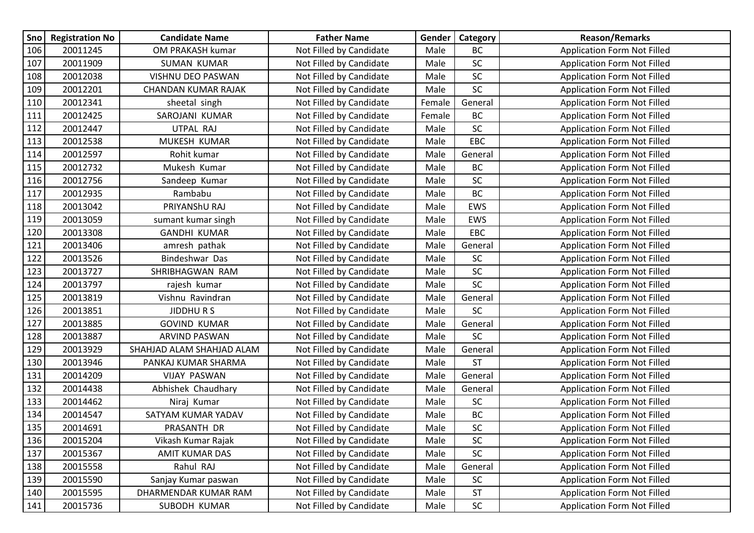| Sno | Registration No | Candidate Name | Father Name | Gender | Category | Reason/Remarks |
|---|---|---|---|---|---|---|
| 106 | 20011245 | OM PRAKASH kumar | Not Filled by Candidate | Male | BC | Application Form Not Filled |
| 107 | 20011909 | SUMAN KUMAR | Not Filled by Candidate | Male | SC | Application Form Not Filled |
| 108 | 20012038 | VISHNU DEO PASWAN | Not Filled by Candidate | Male | SC | Application Form Not Filled |
| 109 | 20012201 | CHANDAN KUMAR RAJAK | Not Filled by Candidate | Male | SC | Application Form Not Filled |
| 110 | 20012341 | sheetal singh | Not Filled by Candidate | Female | General | Application Form Not Filled |
| 111 | 20012425 | SAROJANI KUMAR | Not Filled by Candidate | Female | BC | Application Form Not Filled |
| 112 | 20012447 | UTPAL RAJ | Not Filled by Candidate | Male | SC | Application Form Not Filled |
| 113 | 20012538 | MUKESH KUMAR | Not Filled by Candidate | Male | EBC | Application Form Not Filled |
| 114 | 20012597 | Rohit kumar | Not Filled by Candidate | Male | General | Application Form Not Filled |
| 115 | 20012732 | Mukesh Kumar | Not Filled by Candidate | Male | BC | Application Form Not Filled |
| 116 | 20012756 | Sandeep Kumar | Not Filled by Candidate | Male | SC | Application Form Not Filled |
| 117 | 20012935 | Rambabu | Not Filled by Candidate | Male | BC | Application Form Not Filled |
| 118 | 20013042 | PRIYANShU RAJ | Not Filled by Candidate | Male | EWS | Application Form Not Filled |
| 119 | 20013059 | sumant kumar singh | Not Filled by Candidate | Male | EWS | Application Form Not Filled |
| 120 | 20013308 | GANDHI KUMAR | Not Filled by Candidate | Male | EBC | Application Form Not Filled |
| 121 | 20013406 | amresh pathak | Not Filled by Candidate | Male | General | Application Form Not Filled |
| 122 | 20013526 | Bindeshwar Das | Not Filled by Candidate | Male | SC | Application Form Not Filled |
| 123 | 20013727 | SHRIBHAGWAN RAM | Not Filled by Candidate | Male | SC | Application Form Not Filled |
| 124 | 20013797 | rajesh kumar | Not Filled by Candidate | Male | SC | Application Form Not Filled |
| 125 | 20013819 | Vishnu Ravindran | Not Filled by Candidate | Male | General | Application Form Not Filled |
| 126 | 20013851 | JIDDHU R S | Not Filled by Candidate | Male | SC | Application Form Not Filled |
| 127 | 20013885 | GOVIND KUMAR | Not Filled by Candidate | Male | General | Application Form Not Filled |
| 128 | 20013887 | ARVIND PASWAN | Not Filled by Candidate | Male | SC | Application Form Not Filled |
| 129 | 20013929 | SHAHJAD ALAM SHAHJAD ALAM | Not Filled by Candidate | Male | General | Application Form Not Filled |
| 130 | 20013946 | PANKAJ KUMAR SHARMA | Not Filled by Candidate | Male | ST | Application Form Not Filled |
| 131 | 20014209 | VIJAY PASWAN | Not Filled by Candidate | Male | General | Application Form Not Filled |
| 132 | 20014438 | Abhishek Chaudhary | Not Filled by Candidate | Male | General | Application Form Not Filled |
| 133 | 20014462 | Niraj Kumar | Not Filled by Candidate | Male | SC | Application Form Not Filled |
| 134 | 20014547 | SATYAM KUMAR YADAV | Not Filled by Candidate | Male | BC | Application Form Not Filled |
| 135 | 20014691 | PRASANTH DR | Not Filled by Candidate | Male | SC | Application Form Not Filled |
| 136 | 20015204 | Vikash Kumar Rajak | Not Filled by Candidate | Male | SC | Application Form Not Filled |
| 137 | 20015367 | AMIT KUMAR DAS | Not Filled by Candidate | Male | SC | Application Form Not Filled |
| 138 | 20015558 | Rahul RAJ | Not Filled by Candidate | Male | General | Application Form Not Filled |
| 139 | 20015590 | Sanjay Kumar paswan | Not Filled by Candidate | Male | SC | Application Form Not Filled |
| 140 | 20015595 | DHARMENDAR KUMAR RAM | Not Filled by Candidate | Male | ST | Application Form Not Filled |
| 141 | 20015736 | SUBODH KUMAR | Not Filled by Candidate | Male | SC | Application Form Not Filled |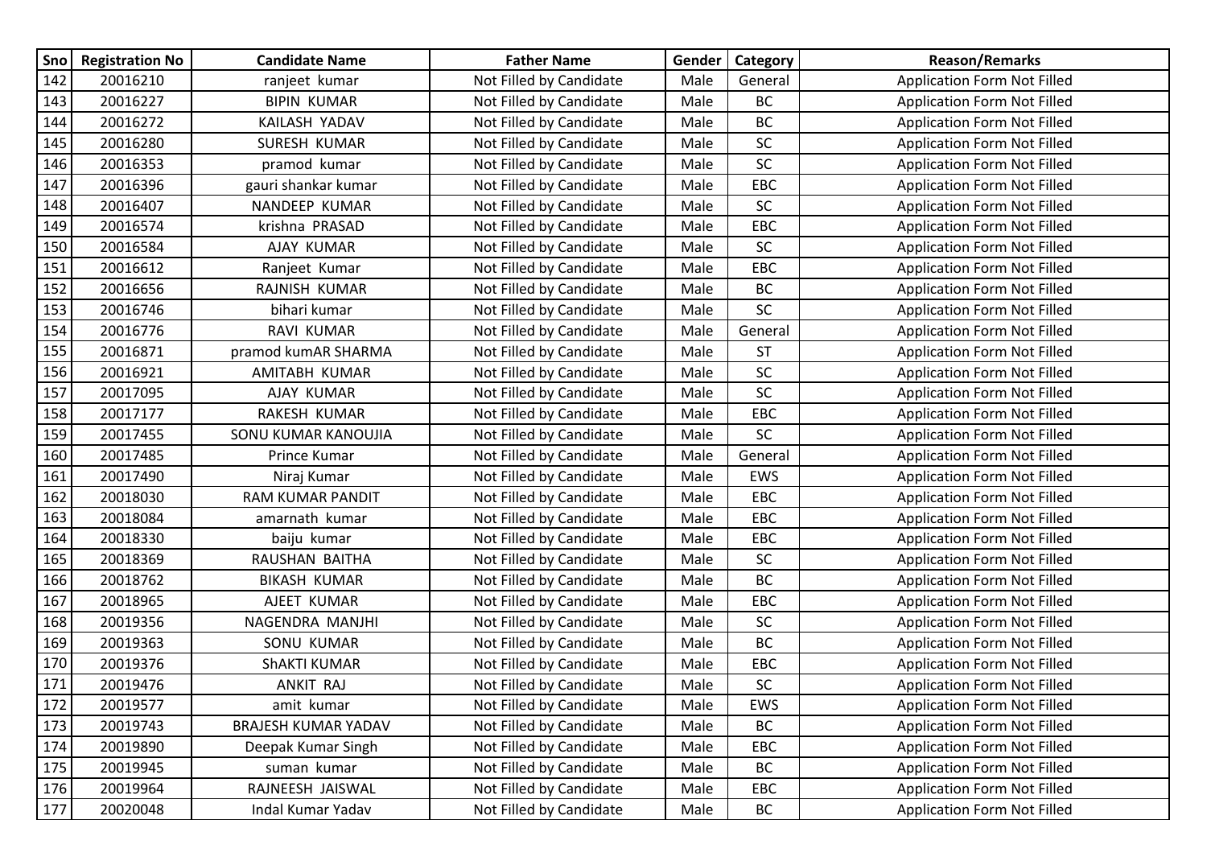| Sno | Registration No | Candidate Name | Father Name | Gender | Category | Reason/Remarks |
|---|---|---|---|---|---|---|
| 142 | 20016210 | ranjeet kumar | Not Filled by Candidate | Male | General | Application Form Not Filled |
| 143 | 20016227 | BIPIN KUMAR | Not Filled by Candidate | Male | BC | Application Form Not Filled |
| 144 | 20016272 | KAILASH YADAV | Not Filled by Candidate | Male | BC | Application Form Not Filled |
| 145 | 20016280 | SURESH KUMAR | Not Filled by Candidate | Male | SC | Application Form Not Filled |
| 146 | 20016353 | pramod kumar | Not Filled by Candidate | Male | SC | Application Form Not Filled |
| 147 | 20016396 | gauri shankar kumar | Not Filled by Candidate | Male | EBC | Application Form Not Filled |
| 148 | 20016407 | NANDEEP KUMAR | Not Filled by Candidate | Male | SC | Application Form Not Filled |
| 149 | 20016574 | krishna PRASAD | Not Filled by Candidate | Male | EBC | Application Form Not Filled |
| 150 | 20016584 | AJAY KUMAR | Not Filled by Candidate | Male | SC | Application Form Not Filled |
| 151 | 20016612 | Ranjeet Kumar | Not Filled by Candidate | Male | EBC | Application Form Not Filled |
| 152 | 20016656 | RAJNISH KUMAR | Not Filled by Candidate | Male | BC | Application Form Not Filled |
| 153 | 20016746 | bihari kumar | Not Filled by Candidate | Male | SC | Application Form Not Filled |
| 154 | 20016776 | RAVI KUMAR | Not Filled by Candidate | Male | General | Application Form Not Filled |
| 155 | 20016871 | pramod kumAR SHARMA | Not Filled by Candidate | Male | ST | Application Form Not Filled |
| 156 | 20016921 | AMITABH KUMAR | Not Filled by Candidate | Male | SC | Application Form Not Filled |
| 157 | 20017095 | AJAY KUMAR | Not Filled by Candidate | Male | SC | Application Form Not Filled |
| 158 | 20017177 | RAKESH KUMAR | Not Filled by Candidate | Male | EBC | Application Form Not Filled |
| 159 | 20017455 | SONU KUMAR KANOUJIA | Not Filled by Candidate | Male | SC | Application Form Not Filled |
| 160 | 20017485 | Prince Kumar | Not Filled by Candidate | Male | General | Application Form Not Filled |
| 161 | 20017490 | Niraj Kumar | Not Filled by Candidate | Male | EWS | Application Form Not Filled |
| 162 | 20018030 | RAM KUMAR PANDIT | Not Filled by Candidate | Male | EBC | Application Form Not Filled |
| 163 | 20018084 | amarnath kumar | Not Filled by Candidate | Male | EBC | Application Form Not Filled |
| 164 | 20018330 | baiju kumar | Not Filled by Candidate | Male | EBC | Application Form Not Filled |
| 165 | 20018369 | RAUSHAN BAITHA | Not Filled by Candidate | Male | SC | Application Form Not Filled |
| 166 | 20018762 | BIKASH KUMAR | Not Filled by Candidate | Male | BC | Application Form Not Filled |
| 167 | 20018965 | AJEET KUMAR | Not Filled by Candidate | Male | EBC | Application Form Not Filled |
| 168 | 20019356 | NAGENDRA MANJHI | Not Filled by Candidate | Male | SC | Application Form Not Filled |
| 169 | 20019363 | SONU KUMAR | Not Filled by Candidate | Male | BC | Application Form Not Filled |
| 170 | 20019376 | ShAKTI KUMAR | Not Filled by Candidate | Male | EBC | Application Form Not Filled |
| 171 | 20019476 | ANKIT RAJ | Not Filled by Candidate | Male | SC | Application Form Not Filled |
| 172 | 20019577 | amit kumar | Not Filled by Candidate | Male | EWS | Application Form Not Filled |
| 173 | 20019743 | BRAJESH KUMAR YADAV | Not Filled by Candidate | Male | BC | Application Form Not Filled |
| 174 | 20019890 | Deepak Kumar Singh | Not Filled by Candidate | Male | EBC | Application Form Not Filled |
| 175 | 20019945 | suman kumar | Not Filled by Candidate | Male | BC | Application Form Not Filled |
| 176 | 20019964 | RAJNEESH JAISWAL | Not Filled by Candidate | Male | EBC | Application Form Not Filled |
| 177 | 20020048 | Indal Kumar Yadav | Not Filled by Candidate | Male | BC | Application Form Not Filled |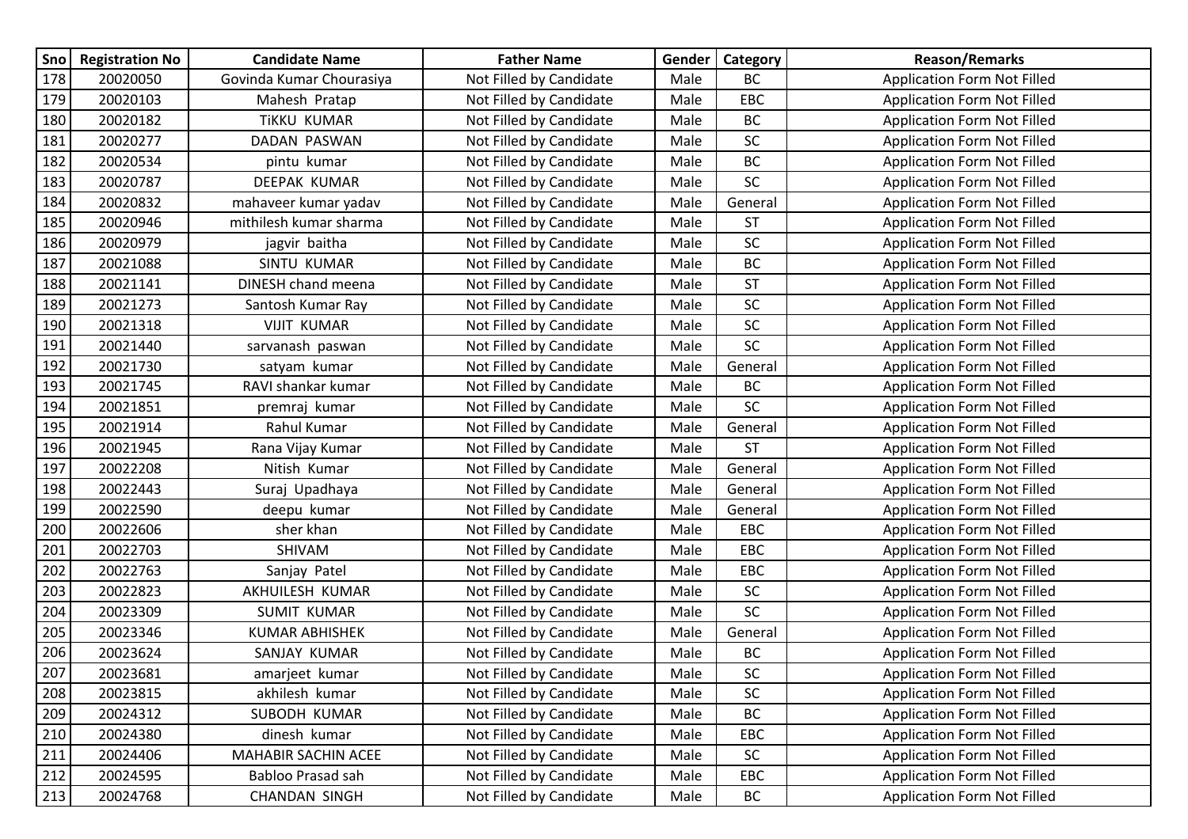| Sno | Registration No | Candidate Name | Father Name | Gender | Category | Reason/Remarks |
|---|---|---|---|---|---|---|
| 178 | 20020050 | Govinda Kumar Chourasiya | Not Filled by Candidate | Male | BC | Application Form Not Filled |
| 179 | 20020103 | Mahesh Pratap | Not Filled by Candidate | Male | EBC | Application Form Not Filled |
| 180 | 20020182 | TiKKU KUMAR | Not Filled by Candidate | Male | BC | Application Form Not Filled |
| 181 | 20020277 | DADAN PASWAN | Not Filled by Candidate | Male | SC | Application Form Not Filled |
| 182 | 20020534 | pintu kumar | Not Filled by Candidate | Male | BC | Application Form Not Filled |
| 183 | 20020787 | DEEPAK KUMAR | Not Filled by Candidate | Male | SC | Application Form Not Filled |
| 184 | 20020832 | mahaveer kumar yadav | Not Filled by Candidate | Male | General | Application Form Not Filled |
| 185 | 20020946 | mithilesh kumar sharma | Not Filled by Candidate | Male | ST | Application Form Not Filled |
| 186 | 20020979 | jagvir baitha | Not Filled by Candidate | Male | SC | Application Form Not Filled |
| 187 | 20021088 | SINTU KUMAR | Not Filled by Candidate | Male | BC | Application Form Not Filled |
| 188 | 20021141 | DINESH chand meena | Not Filled by Candidate | Male | ST | Application Form Not Filled |
| 189 | 20021273 | Santosh Kumar Ray | Not Filled by Candidate | Male | SC | Application Form Not Filled |
| 190 | 20021318 | VIJIT KUMAR | Not Filled by Candidate | Male | SC | Application Form Not Filled |
| 191 | 20021440 | sarvanash paswan | Not Filled by Candidate | Male | SC | Application Form Not Filled |
| 192 | 20021730 | satyam kumar | Not Filled by Candidate | Male | General | Application Form Not Filled |
| 193 | 20021745 | RAVI shankar kumar | Not Filled by Candidate | Male | BC | Application Form Not Filled |
| 194 | 20021851 | premraj kumar | Not Filled by Candidate | Male | SC | Application Form Not Filled |
| 195 | 20021914 | Rahul Kumar | Not Filled by Candidate | Male | General | Application Form Not Filled |
| 196 | 20021945 | Rana Vijay Kumar | Not Filled by Candidate | Male | ST | Application Form Not Filled |
| 197 | 20022208 | Nitish Kumar | Not Filled by Candidate | Male | General | Application Form Not Filled |
| 198 | 20022443 | Suraj Upadhaya | Not Filled by Candidate | Male | General | Application Form Not Filled |
| 199 | 20022590 | deepu kumar | Not Filled by Candidate | Male | General | Application Form Not Filled |
| 200 | 20022606 | sher khan | Not Filled by Candidate | Male | EBC | Application Form Not Filled |
| 201 | 20022703 | SHIVAM | Not Filled by Candidate | Male | EBC | Application Form Not Filled |
| 202 | 20022763 | Sanjay Patel | Not Filled by Candidate | Male | EBC | Application Form Not Filled |
| 203 | 20022823 | AKHUILESH KUMAR | Not Filled by Candidate | Male | SC | Application Form Not Filled |
| 204 | 20023309 | SUMIT KUMAR | Not Filled by Candidate | Male | SC | Application Form Not Filled |
| 205 | 20023346 | KUMAR ABHISHEK | Not Filled by Candidate | Male | General | Application Form Not Filled |
| 206 | 20023624 | SANJAY KUMAR | Not Filled by Candidate | Male | BC | Application Form Not Filled |
| 207 | 20023681 | amarjeet kumar | Not Filled by Candidate | Male | SC | Application Form Not Filled |
| 208 | 20023815 | akhilesh kumar | Not Filled by Candidate | Male | SC | Application Form Not Filled |
| 209 | 20024312 | SUBODH KUMAR | Not Filled by Candidate | Male | BC | Application Form Not Filled |
| 210 | 20024380 | dinesh kumar | Not Filled by Candidate | Male | EBC | Application Form Not Filled |
| 211 | 20024406 | MAHABIR SACHIN ACEE | Not Filled by Candidate | Male | SC | Application Form Not Filled |
| 212 | 20024595 | Babloo Prasad sah | Not Filled by Candidate | Male | EBC | Application Form Not Filled |
| 213 | 20024768 | CHANDAN SINGH | Not Filled by Candidate | Male | BC | Application Form Not Filled |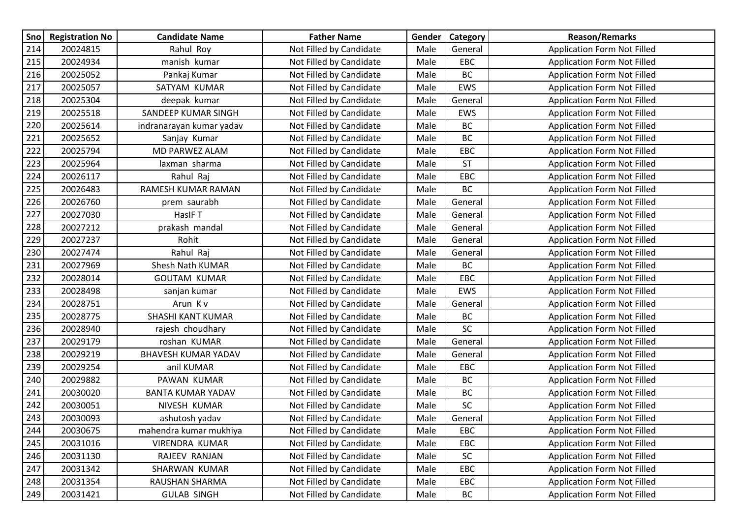| Sno | Registration No | Candidate Name | Father Name | Gender | Category | Reason/Remarks |
|---|---|---|---|---|---|---|
| 214 | 20024815 | Rahul Roy | Not Filled by Candidate | Male | General | Application Form Not Filled |
| 215 | 20024934 | manish kumar | Not Filled by Candidate | Male | EBC | Application Form Not Filled |
| 216 | 20025052 | Pankaj Kumar | Not Filled by Candidate | Male | BC | Application Form Not Filled |
| 217 | 20025057 | SATYAM KUMAR | Not Filled by Candidate | Male | EWS | Application Form Not Filled |
| 218 | 20025304 | deepak kumar | Not Filled by Candidate | Male | General | Application Form Not Filled |
| 219 | 20025518 | SANDEEP KUMAR SINGH | Not Filled by Candidate | Male | EWS | Application Form Not Filled |
| 220 | 20025614 | indranarayan kumar yadav | Not Filled by Candidate | Male | BC | Application Form Not Filled |
| 221 | 20025652 | Sanjay Kumar | Not Filled by Candidate | Male | BC | Application Form Not Filled |
| 222 | 20025794 | MD PARWEZ ALAM | Not Filled by Candidate | Male | EBC | Application Form Not Filled |
| 223 | 20025964 | laxman sharma | Not Filled by Candidate | Male | ST | Application Form Not Filled |
| 224 | 20026117 | Rahul Raj | Not Filled by Candidate | Male | EBC | Application Form Not Filled |
| 225 | 20026483 | RAMESH KUMAR RAMAN | Not Filled by Candidate | Male | BC | Application Form Not Filled |
| 226 | 20026760 | prem saurabh | Not Filled by Candidate | Male | General | Application Form Not Filled |
| 227 | 20027030 | HasIF T | Not Filled by Candidate | Male | General | Application Form Not Filled |
| 228 | 20027212 | prakash mandal | Not Filled by Candidate | Male | General | Application Form Not Filled |
| 229 | 20027237 | Rohit | Not Filled by Candidate | Male | General | Application Form Not Filled |
| 230 | 20027474 | Rahul Raj | Not Filled by Candidate | Male | General | Application Form Not Filled |
| 231 | 20027969 | Shesh Nath KUMAR | Not Filled by Candidate | Male | BC | Application Form Not Filled |
| 232 | 20028014 | GOUTAM KUMAR | Not Filled by Candidate | Male | EBC | Application Form Not Filled |
| 233 | 20028498 | sanjan kumar | Not Filled by Candidate | Male | EWS | Application Form Not Filled |
| 234 | 20028751 | Arun K v | Not Filled by Candidate | Male | General | Application Form Not Filled |
| 235 | 20028775 | SHASHI KANT KUMAR | Not Filled by Candidate | Male | BC | Application Form Not Filled |
| 236 | 20028940 | rajesh choudhary | Not Filled by Candidate | Male | SC | Application Form Not Filled |
| 237 | 20029179 | roshan KUMAR | Not Filled by Candidate | Male | General | Application Form Not Filled |
| 238 | 20029219 | BHAVESH KUMAR YADAV | Not Filled by Candidate | Male | General | Application Form Not Filled |
| 239 | 20029254 | anil KUMAR | Not Filled by Candidate | Male | EBC | Application Form Not Filled |
| 240 | 20029882 | PAWAN KUMAR | Not Filled by Candidate | Male | BC | Application Form Not Filled |
| 241 | 20030020 | BANTA KUMAR YADAV | Not Filled by Candidate | Male | BC | Application Form Not Filled |
| 242 | 20030051 | NIVESH KUMAR | Not Filled by Candidate | Male | SC | Application Form Not Filled |
| 243 | 20030093 | ashutosh yadav | Not Filled by Candidate | Male | General | Application Form Not Filled |
| 244 | 20030675 | mahendra kumar mukhiya | Not Filled by Candidate | Male | EBC | Application Form Not Filled |
| 245 | 20031016 | VIRENDRA KUMAR | Not Filled by Candidate | Male | EBC | Application Form Not Filled |
| 246 | 20031130 | RAJEEV RANJAN | Not Filled by Candidate | Male | SC | Application Form Not Filled |
| 247 | 20031342 | SHARWAN KUMAR | Not Filled by Candidate | Male | EBC | Application Form Not Filled |
| 248 | 20031354 | RAUSHAN SHARMA | Not Filled by Candidate | Male | EBC | Application Form Not Filled |
| 249 | 20031421 | GULAB SINGH | Not Filled by Candidate | Male | BC | Application Form Not Filled |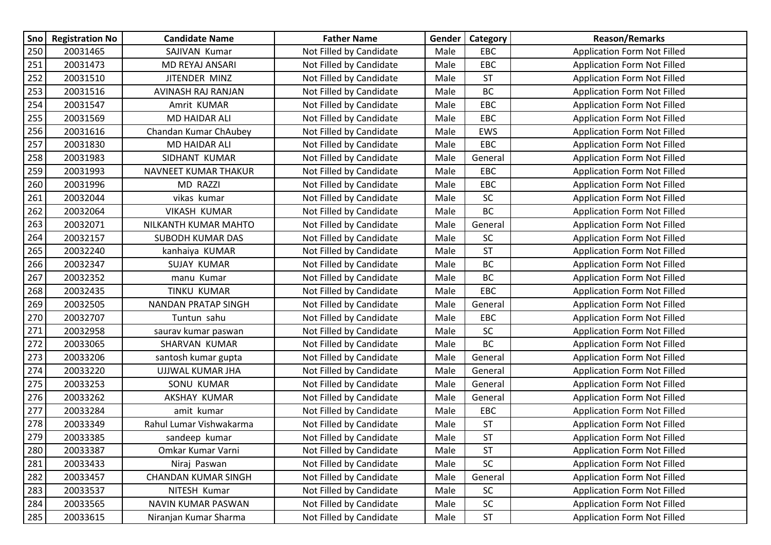| Sno | Registration No | Candidate Name | Father Name | Gender | Category | Reason/Remarks |
|---|---|---|---|---|---|---|
| 250 | 20031465 | SAJIVAN Kumar | Not Filled by Candidate | Male | EBC | Application Form Not Filled |
| 251 | 20031473 | MD REYAJ ANSARI | Not Filled by Candidate | Male | EBC | Application Form Not Filled |
| 252 | 20031510 | JITENDER MINZ | Not Filled by Candidate | Male | ST | Application Form Not Filled |
| 253 | 20031516 | AVINASH RAJ RANJAN | Not Filled by Candidate | Male | BC | Application Form Not Filled |
| 254 | 20031547 | Amrit KUMAR | Not Filled by Candidate | Male | EBC | Application Form Not Filled |
| 255 | 20031569 | MD HAIDAR ALI | Not Filled by Candidate | Male | EBC | Application Form Not Filled |
| 256 | 20031616 | Chandan Kumar ChAubey | Not Filled by Candidate | Male | EWS | Application Form Not Filled |
| 257 | 20031830 | MD HAIDAR ALI | Not Filled by Candidate | Male | EBC | Application Form Not Filled |
| 258 | 20031983 | SIDHANT KUMAR | Not Filled by Candidate | Male | General | Application Form Not Filled |
| 259 | 20031993 | NAVNEET KUMAR THAKUR | Not Filled by Candidate | Male | EBC | Application Form Not Filled |
| 260 | 20031996 | MD RAZZI | Not Filled by Candidate | Male | EBC | Application Form Not Filled |
| 261 | 20032044 | vikas kumar | Not Filled by Candidate | Male | SC | Application Form Not Filled |
| 262 | 20032064 | VIKASH KUMAR | Not Filled by Candidate | Male | BC | Application Form Not Filled |
| 263 | 20032071 | NILKANTH KUMAR MAHTO | Not Filled by Candidate | Male | General | Application Form Not Filled |
| 264 | 20032157 | SUBODH KUMAR DAS | Not Filled by Candidate | Male | SC | Application Form Not Filled |
| 265 | 20032240 | kanhaiya KUMAR | Not Filled by Candidate | Male | ST | Application Form Not Filled |
| 266 | 20032347 | SUJAY KUMAR | Not Filled by Candidate | Male | BC | Application Form Not Filled |
| 267 | 20032352 | manu Kumar | Not Filled by Candidate | Male | BC | Application Form Not Filled |
| 268 | 20032435 | TINKU KUMAR | Not Filled by Candidate | Male | EBC | Application Form Not Filled |
| 269 | 20032505 | NANDAN PRATAP SINGH | Not Filled by Candidate | Male | General | Application Form Not Filled |
| 270 | 20032707 | Tuntun sahu | Not Filled by Candidate | Male | EBC | Application Form Not Filled |
| 271 | 20032958 | saurav kumar paswan | Not Filled by Candidate | Male | SC | Application Form Not Filled |
| 272 | 20033065 | SHARVAN KUMAR | Not Filled by Candidate | Male | BC | Application Form Not Filled |
| 273 | 20033206 | santosh kumar gupta | Not Filled by Candidate | Male | General | Application Form Not Filled |
| 274 | 20033220 | UJJWAL KUMAR JHA | Not Filled by Candidate | Male | General | Application Form Not Filled |
| 275 | 20033253 | SONU KUMAR | Not Filled by Candidate | Male | General | Application Form Not Filled |
| 276 | 20033262 | AKSHAY KUMAR | Not Filled by Candidate | Male | General | Application Form Not Filled |
| 277 | 20033284 | amit kumar | Not Filled by Candidate | Male | EBC | Application Form Not Filled |
| 278 | 20033349 | Rahul Lumar Vishwakarma | Not Filled by Candidate | Male | ST | Application Form Not Filled |
| 279 | 20033385 | sandeep kumar | Not Filled by Candidate | Male | ST | Application Form Not Filled |
| 280 | 20033387 | Omkar Kumar Varni | Not Filled by Candidate | Male | ST | Application Form Not Filled |
| 281 | 20033433 | Niraj Paswan | Not Filled by Candidate | Male | SC | Application Form Not Filled |
| 282 | 20033457 | CHANDAN KUMAR SINGH | Not Filled by Candidate | Male | General | Application Form Not Filled |
| 283 | 20033537 | NITESH Kumar | Not Filled by Candidate | Male | SC | Application Form Not Filled |
| 284 | 20033565 | NAVIN KUMAR PASWAN | Not Filled by Candidate | Male | SC | Application Form Not Filled |
| 285 | 20033615 | Niranjan Kumar Sharma | Not Filled by Candidate | Male | ST | Application Form Not Filled |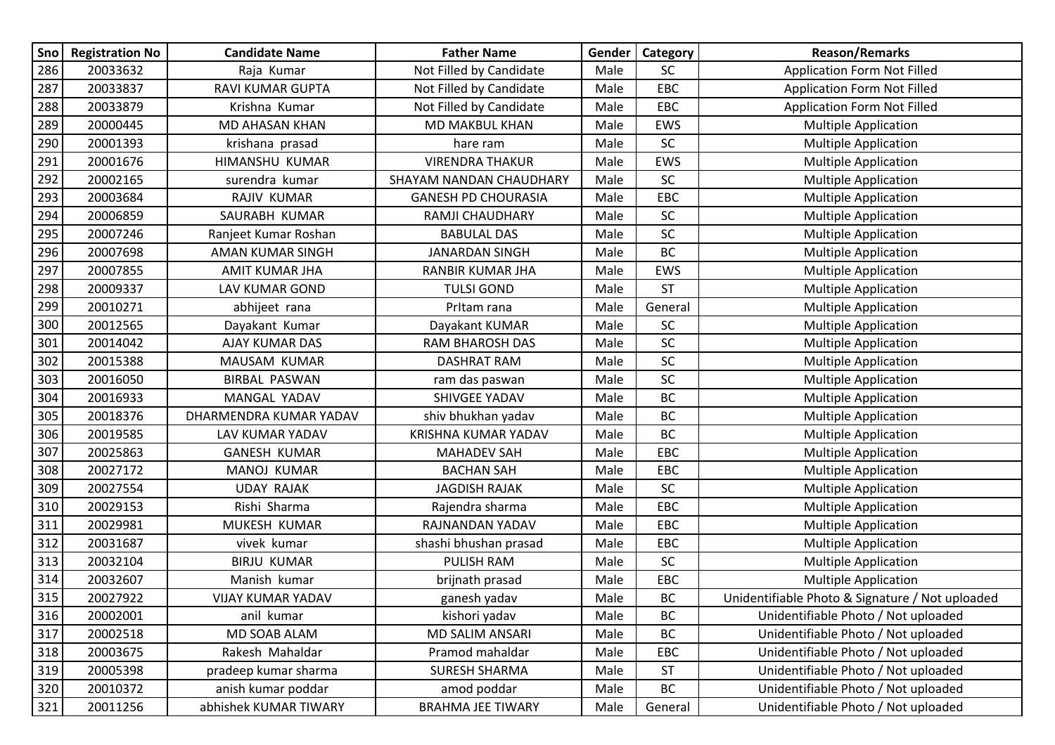| Sno | Registration No | Candidate Name | Father Name | Gender | Category | Reason/Remarks |
|---|---|---|---|---|---|---|
| 286 | 20033632 | Raja Kumar | Not Filled by Candidate | Male | SC | Application Form Not Filled |
| 287 | 20033837 | RAVI KUMAR GUPTA | Not Filled by Candidate | Male | EBC | Application Form Not Filled |
| 288 | 20033879 | Krishna Kumar | Not Filled by Candidate | Male | EBC | Application Form Not Filled |
| 289 | 20000445 | MD AHASAN KHAN | MD MAKBUL KHAN | Male | EWS | Multiple Application |
| 290 | 20001393 | krishana prasad | hare ram | Male | SC | Multiple Application |
| 291 | 20001676 | HIMANSHU KUMAR | VIRENDRA THAKUR | Male | EWS | Multiple Application |
| 292 | 20002165 | surendra kumar | SHAYAM NANDAN CHAUDHARY | Male | SC | Multiple Application |
| 293 | 20003684 | RAJIV KUMAR | GANESH PD CHOURASIA | Male | EBC | Multiple Application |
| 294 | 20006859 | SAURABH KUMAR | RAMJI CHAUDHARY | Male | SC | Multiple Application |
| 295 | 20007246 | Ranjeet Kumar Roshan | BABULAL DAS | Male | SC | Multiple Application |
| 296 | 20007698 | AMAN KUMAR SINGH | JANARDAN SINGH | Male | BC | Multiple Application |
| 297 | 20007855 | AMIT KUMAR JHA | RANBIR KUMAR JHA | Male | EWS | Multiple Application |
| 298 | 20009337 | LAV KUMAR GOND | TULSI GOND | Male | ST | Multiple Application |
| 299 | 20010271 | abhijeet rana | PrItam rana | Male | General | Multiple Application |
| 300 | 20012565 | Dayakant Kumar | Dayakant KUMAR | Male | SC | Multiple Application |
| 301 | 20014042 | AJAY KUMAR DAS | RAM BHAROSH DAS | Male | SC | Multiple Application |
| 302 | 20015388 | MAUSAM KUMAR | DASHRAT RAM | Male | SC | Multiple Application |
| 303 | 20016050 | BIRBAL PASWAN | ram das paswan | Male | SC | Multiple Application |
| 304 | 20016933 | MANGAL YADAV | SHIVGEE YADAV | Male | BC | Multiple Application |
| 305 | 20018376 | DHARMENDRA KUMAR YADAV | shiv bhukhan yadav | Male | BC | Multiple Application |
| 306 | 20019585 | LAV KUMAR YADAV | KRISHNA KUMAR YADAV | Male | BC | Multiple Application |
| 307 | 20025863 | GANESH KUMAR | MAHADEV SAH | Male | EBC | Multiple Application |
| 308 | 20027172 | MANOJ KUMAR | BACHAN SAH | Male | EBC | Multiple Application |
| 309 | 20027554 | UDAY RAJAK | JAGDISH RAJAK | Male | SC | Multiple Application |
| 310 | 20029153 | Rishi Sharma | Rajendra sharma | Male | EBC | Multiple Application |
| 311 | 20029981 | MUKESH KUMAR | RAJNANDAN YADAV | Male | EBC | Multiple Application |
| 312 | 20031687 | vivek kumar | shashi bhushan prasad | Male | EBC | Multiple Application |
| 313 | 20032104 | BIRJU KUMAR | PULISH RAM | Male | SC | Multiple Application |
| 314 | 20032607 | Manish kumar | brijnath prasad | Male | EBC | Multiple Application |
| 315 | 20027922 | VIJAY KUMAR YADAV | ganesh yadav | Male | BC | Unidentifiable Photo & Signature / Not uploaded |
| 316 | 20002001 | anil kumar | kishori yadav | Male | BC | Unidentifiable Photo / Not uploaded |
| 317 | 20002518 | MD SOAB ALAM | MD SALIM ANSARI | Male | BC | Unidentifiable Photo / Not uploaded |
| 318 | 20003675 | Rakesh Mahaldar | Pramod mahaldar | Male | EBC | Unidentifiable Photo / Not uploaded |
| 319 | 20005398 | pradeep kumar sharma | SURESH SHARMA | Male | ST | Unidentifiable Photo / Not uploaded |
| 320 | 20010372 | anish kumar poddar | amod poddar | Male | BC | Unidentifiable Photo / Not uploaded |
| 321 | 20011256 | abhishek KUMAR TIWARY | BRAHMA JEE TIWARY | Male | General | Unidentifiable Photo / Not uploaded |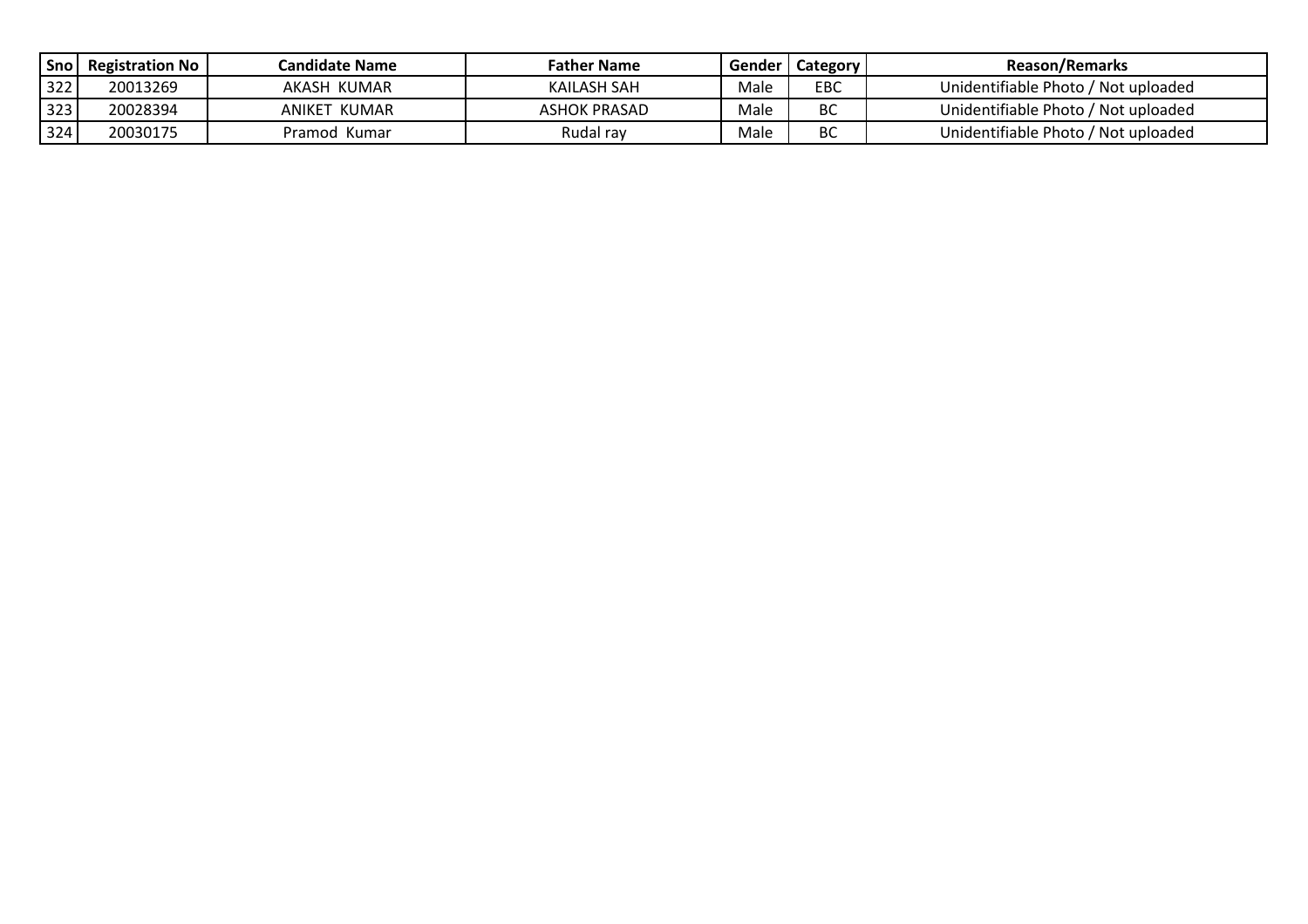| Sno | Registration No | Candidate Name | Father Name | Gender | Category | Reason/Remarks |
|---|---|---|---|---|---|---|
| 322 | 20013269 | AKASH KUMAR | KAILASH SAH | Male | EBC | Unidentifiable Photo / Not uploaded |
| 323 | 20028394 | ANIKET KUMAR | ASHOK PRASAD | Male | BC | Unidentifiable Photo / Not uploaded |
| 324 | 20030175 | Pramod Kumar | Rudal ray | Male | BC | Unidentifiable Photo / Not uploaded |